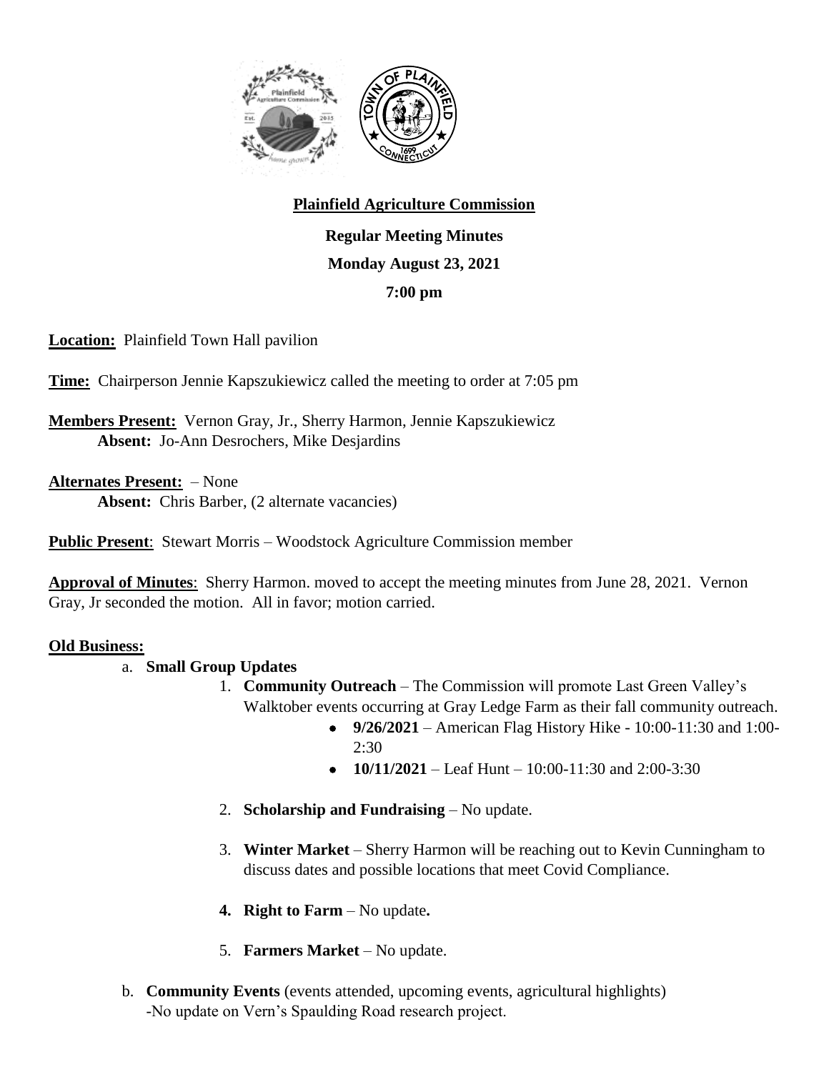**Plainfield Agriculture Commission**

**Regular Meeting Minutes**

**Monday August 23, 2021**

**7:00 pm**

**Location:** Plainfield Town Hall pavilion

**Time:** Chairperson Jennie Kapszukiewicz called the meeting to order at 7:05 pm

**Members Present:** Vernon Gray, Jr., Sherry Harmon, Jennie Kapszukiewicz
**Absent:** Jo-Ann Desrochers, Mike Desjardins

**Alternates Present:** – None
**Absent:** Chris Barber, (2 alternate vacancies)

**Public Present**: Stewart Morris – Woodstock Agriculture Commission member

**Approval of Minutes**: Sherry Harmon. moved to accept the meeting minutes from June 28, 2021. Vernon Gray, Jr seconded the motion. All in favor; motion carried.

**Old Business:**

a. **Small Group Updates**
   1. **Community Outreach** – The Commission will promote Last Green Valley's Walktober events occurring at Gray Ledge Farm as their fall community outreach.
      - **9/26/2021** – American Flag History Hike - 10:00-11:30 and 1:00-2:30
      - **10/11/2021** – Leaf Hunt – 10:00-11:30 and 2:00-3:30
   2. **Scholarship and Fundraising** – No update.
   3. **Winter Market** – Sherry Harmon will be reaching out to Kevin Cunningham to discuss dates and possible locations that meet Covid Compliance.
   4. **Right to Farm** – No update**.**
   5. **Farmers Market** – No update.

b. **Community Events** (events attended, upcoming events, agricultural highlights)
   -No update on Vern's Spaulding Road research project.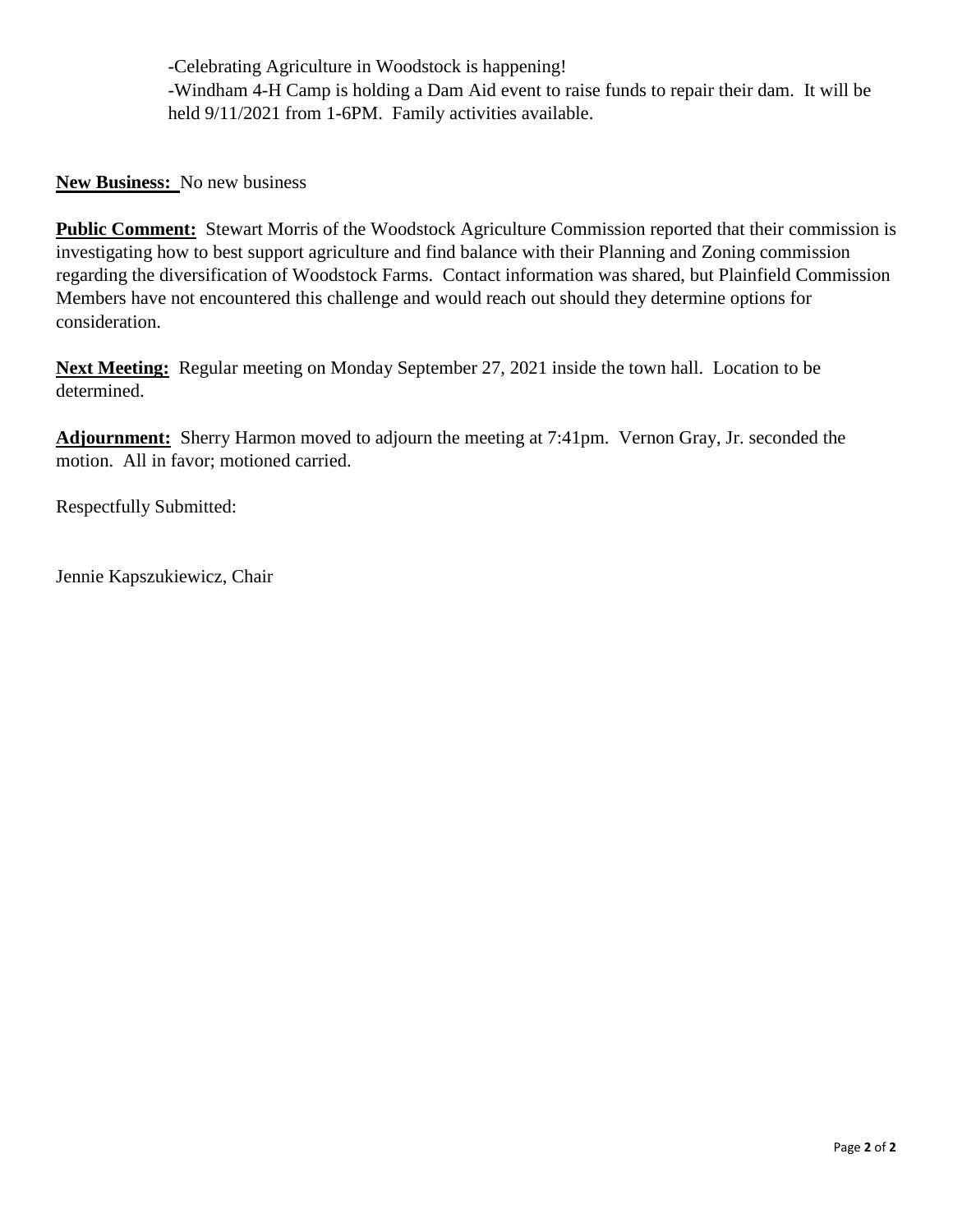-Celebrating Agriculture in Woodstock is happening!
-Windham 4-H Camp is holding a Dam Aid event to raise funds to repair their dam. It will be held 9/11/2021 from 1-6PM. Family activities available.

**New Business:** No new business

**Public Comment:** Stewart Morris of the Woodstock Agriculture Commission reported that their commission is investigating how to best support agriculture and find balance with their Planning and Zoning commission regarding the diversification of Woodstock Farms. Contact information was shared, but Plainfield Commission Members have not encountered this challenge and would reach out should they determine options for consideration.

**Next Meeting:** Regular meeting on Monday September 27, 2021 inside the town hall. Location to be determined.

**Adjournment:** Sherry Harmon moved to adjourn the meeting at 7:41pm. Vernon Gray, Jr. seconded the motion. All in favor; motioned carried.

Respectfully Submitted:

Jennie Kapszukiewicz, Chair